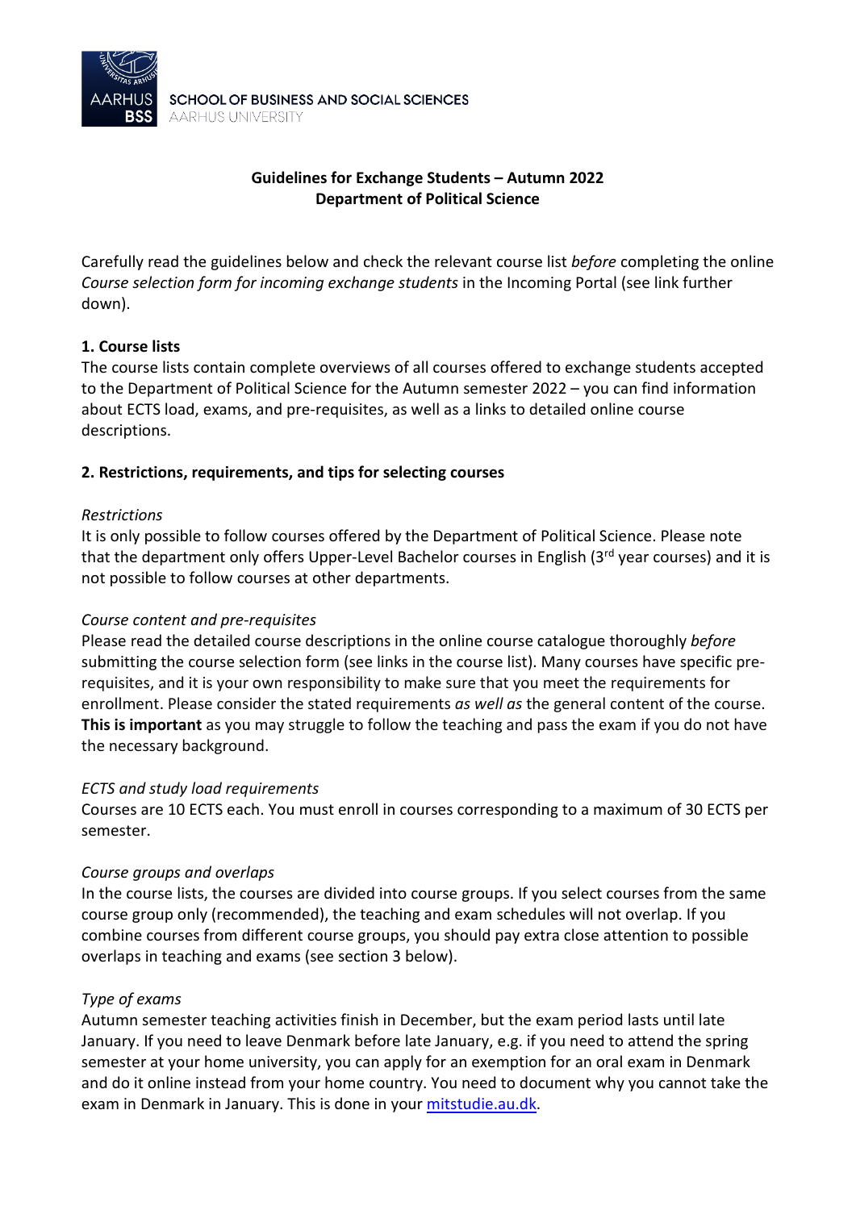SCHOOL OF BUSINESS AND SOCIAL SCIENCES
AARHUS UNIVERSITY

**Guidelines for Exchange Students – Autumn 2022**
**Department of Political Science**

Carefully read the guidelines below and check the relevant course list *before* completing the online *Course selection form for incoming exchange students* in the Incoming Portal (see link further down).

## 1. Course lists

The course lists contain complete overviews of all courses offered to exchange students accepted to the Department of Political Science for the Autumn semester 2022 – you can find information about ECTS load, exams, and pre-requisites, as well as a links to detailed online course descriptions.

## 2. Restrictions, requirements, and tips for selecting courses

*Restrictions*

It is only possible to follow courses offered by the Department of Political Science. Please note that the department only offers Upper-Level Bachelor courses in English (3rd year courses) and it is not possible to follow courses at other departments.

*Course content and pre-requisites*

Please read the detailed course descriptions in the online course catalogue thoroughly *before* submitting the course selection form (see links in the course list). Many courses have specific pre-requisites, and it is your own responsibility to make sure that you meet the requirements for enrollment. Please consider the stated requirements *as well as* the general content of the course. **This is important** as you may struggle to follow the teaching and pass the exam if you do not have the necessary background.

*ECTS and study load requirements*

Courses are 10 ECTS each. You must enroll in courses corresponding to a maximum of 30 ECTS per semester.

*Course groups and overlaps*

In the course lists, the courses are divided into course groups. If you select courses from the same course group only (recommended), the teaching and exam schedules will not overlap. If you combine courses from different course groups, you should pay extra close attention to possible overlaps in teaching and exams (see section 3 below).

*Type of exams*

Autumn semester teaching activities finish in December, but the exam period lasts until late January. If you need to leave Denmark before late January, e.g. if you need to attend the spring semester at your home university, you can apply for an exemption for an oral exam in Denmark and do it online instead from your home country. You need to document why you cannot take the exam in Denmark in January. This is done in your mitstudie.au.dk.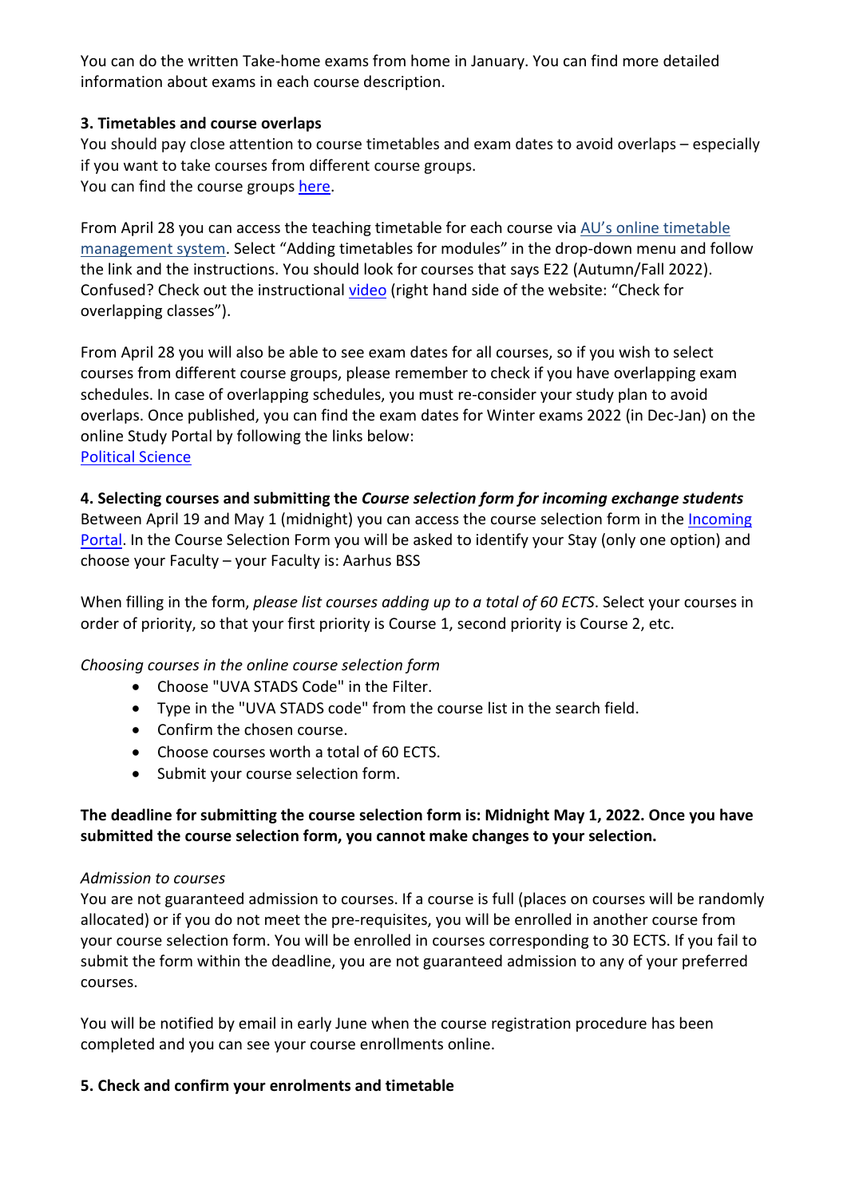You can do the written Take-home exams from home in January. You can find more detailed information about exams in each course description.

**3. Timetables and course overlaps**

You should pay close attention to course timetables and exam dates to avoid overlaps – especially if you want to take courses from different course groups.
You can find the course groups here.

From April 28 you can access the teaching timetable for each course via AU's online timetable management system. Select "Adding timetables for modules" in the drop-down menu and follow the link and the instructions. You should look for courses that says E22 (Autumn/Fall 2022). Confused? Check out the instructional video (right hand side of the website: "Check for overlapping classes").

From April 28 you will also be able to see exam dates for all courses, so if you wish to select courses from different course groups, please remember to check if you have overlapping exam schedules. In case of overlapping schedules, you must re-consider your study plan to avoid overlaps. Once published, you can find the exam dates for Winter exams 2022 (in Dec-Jan) on the online Study Portal by following the links below:
Political Science

**4. Selecting courses and submitting the *Course selection form for incoming exchange students***

Between April 19 and May 1 (midnight) you can access the course selection form in the Incoming Portal. In the Course Selection Form you will be asked to identify your Stay (only one option) and choose your Faculty – your Faculty is: Aarhus BSS

When filling in the form, *please list courses adding up to a total of 60 ECTS*. Select your courses in order of priority, so that your first priority is Course 1, second priority is Course 2, etc.

*Choosing courses in the online course selection form*

- Choose "UVA STADS Code" in the Filter.
- Type in the "UVA STADS code" from the course list in the search field.
- Confirm the chosen course.
- Choose courses worth a total of 60 ECTS.
- Submit your course selection form.

**The deadline for submitting the course selection form is: Midnight May 1, 2022. Once you have submitted the course selection form, you cannot make changes to your selection.**

*Admission to courses*

You are not guaranteed admission to courses. If a course is full (places on courses will be randomly allocated) or if you do not meet the pre-requisites, you will be enrolled in another course from your course selection form. You will be enrolled in courses corresponding to 30 ECTS. If you fail to submit the form within the deadline, you are not guaranteed admission to any of your preferred courses.

You will be notified by email in early June when the course registration procedure has been completed and you can see your course enrollments online.

**5. Check and confirm your enrolments and timetable**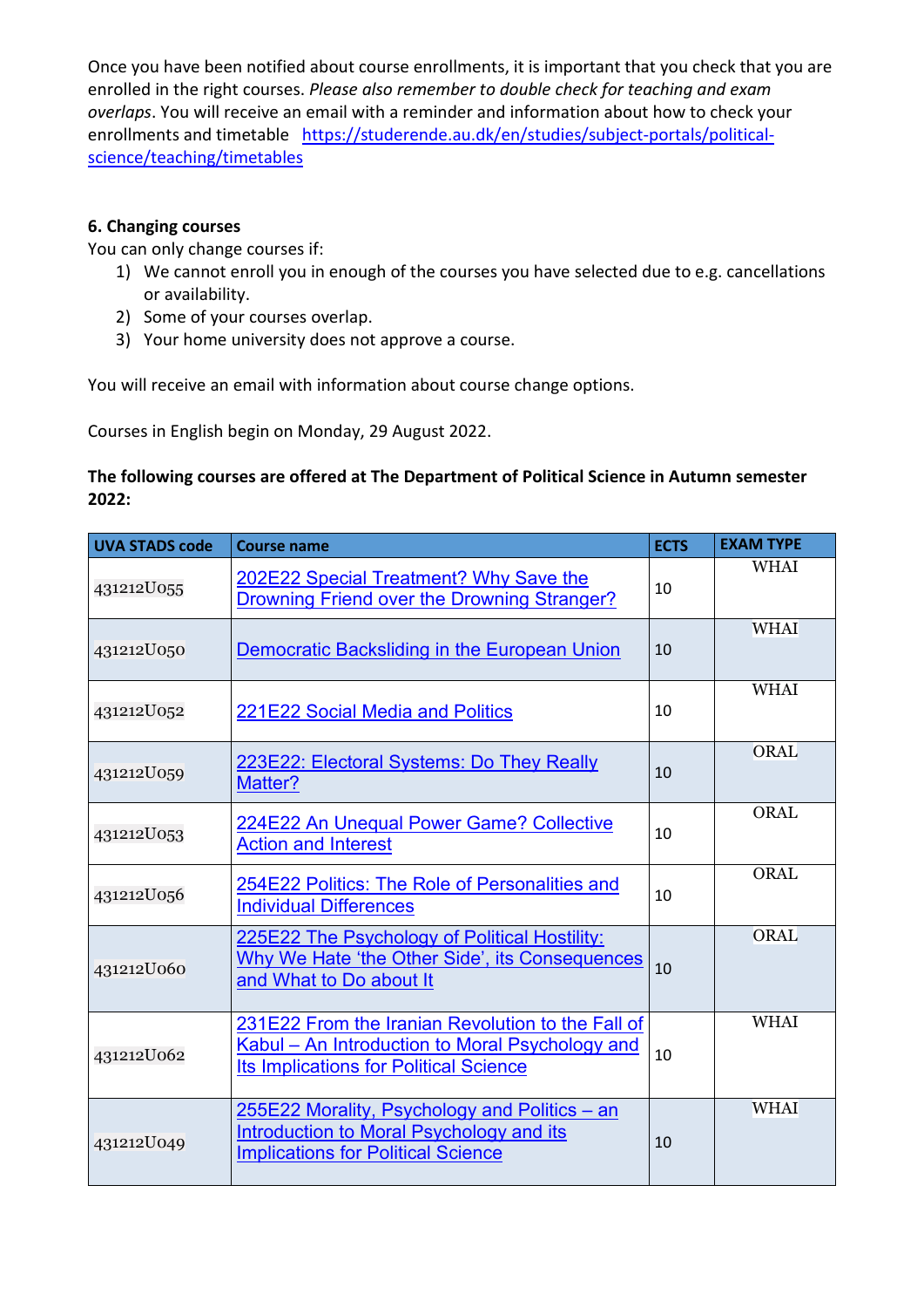Once you have been notified about course enrollments, it is important that you check that you are enrolled in the right courses. *Please also remember to double check for teaching and exam overlaps*. You will receive an email with a reminder and information about how to check your enrollments and timetable [https://studerende.au.dk/en/studies/subject-portals/political-science/teaching/timetables](https://studerende.au.dk/en/studies/subject-portals/political-science/teaching/timetables)

**6. Changing courses**

You can only change courses if:

1) We cannot enroll you in enough of the courses you have selected due to e.g. cancellations or availability.
2) Some of your courses overlap.
3) Your home university does not approve a course.

You will receive an email with information about course change options.

Courses in English begin on Monday, 29 August 2022.

**The following courses are offered at The Department of Political Science in Autumn semester 2022:**

| UVA STADS code | Course name | ECTS | EXAM TYPE |
|---|---|---|---|
| 431212U055 | 202E22 Special Treatment? Why Save the Drowning Friend over the Drowning Stranger? | 10 | WHAI |
| 431212U050 | Democratic Backsliding in the European Union | 10 | WHAI |
| 431212U052 | 221E22 Social Media and Politics | 10 | WHAI |
| 431212U059 | 223E22: Electoral Systems: Do They Really Matter? | 10 | ORAL |
| 431212U053 | 224E22 An Unequal Power Game? Collective Action and Interest | 10 | ORAL |
| 431212U056 | 254E22 Politics: The Role of Personalities and Individual Differences | 10 | ORAL |
| 431212U060 | 225E22 The Psychology of Political Hostility: Why We Hate 'the Other Side', its Consequences and What to Do about It | 10 | ORAL |
| 431212U062 | 231E22 From the Iranian Revolution to the Fall of Kabul – An Introduction to Moral Psychology and Its Implications for Political Science | 10 | WHAI |
| 431212U049 | 255E22 Morality, Psychology and Politics – an Introduction to Moral Psychology and its Implications for Political Science | 10 | WHAI |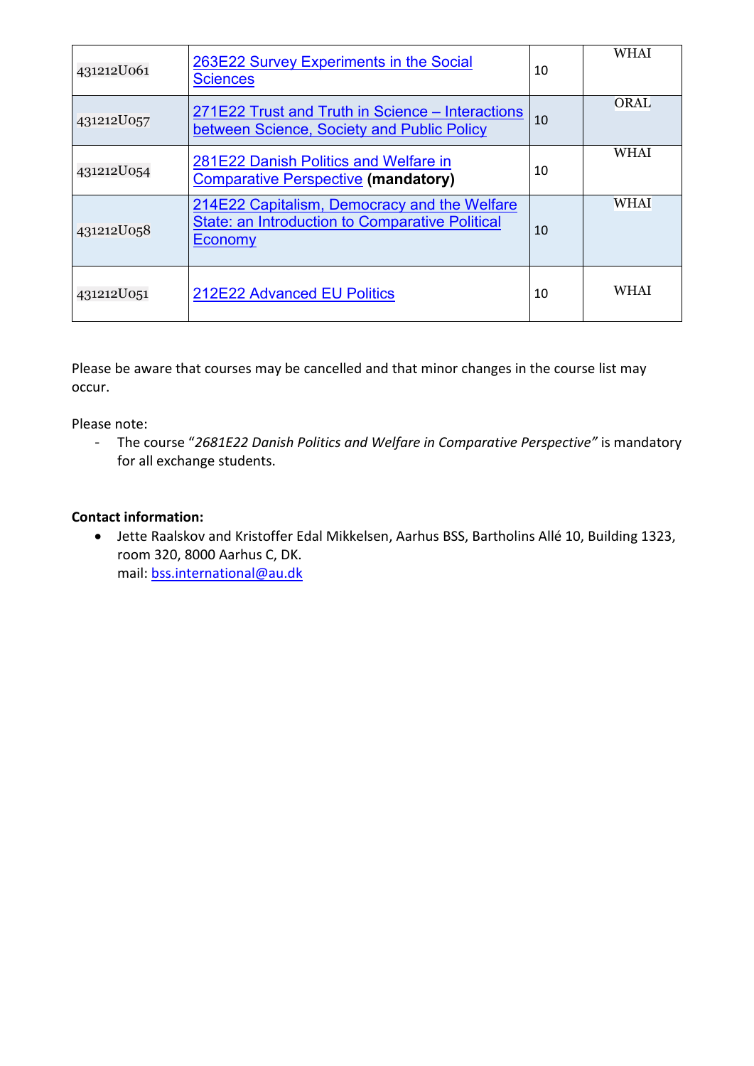| | | | |
|---|---|---|---|
| 431212U061 | 263E22 Survey Experiments in the Social Sciences | 10 | WHAI |
| 431212U057 | 271E22 Trust and Truth in Science – Interactions between Science, Society and Public Policy | 10 | ORAL |
| 431212U054 | 281E22 Danish Politics and Welfare in Comparative Perspective **(mandatory)** | 10 | WHAI |
| 431212U058 | 214E22 Capitalism, Democracy and the Welfare State: an Introduction to Comparative Political Economy | 10 | WHAI |
| 431212U051 | 212E22 Advanced EU Politics | 10 | WHAI |

Please be aware that courses may be cancelled and that minor changes in the course list may occur.

Please note:

- The course "*2681E22 Danish Politics and Welfare in Comparative Perspective"* is mandatory for all exchange students.

**Contact information:**

- Jette Raalskov and Kristoffer Edal Mikkelsen, Aarhus BSS, Bartholins Allé 10, Building 1323, room 320, 8000 Aarhus C, DK.
  mail: bss.international@au.dk